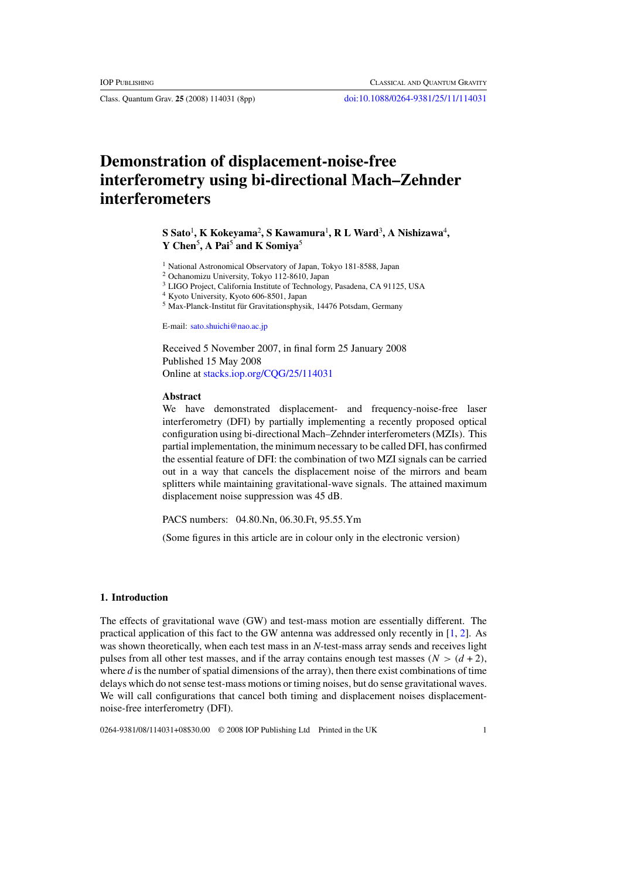# Demonstration of displacement-noise-free interferometry using bi-directional Mach–Zehnder interferometers

**S Sato[1], K Kokeyama[2], S Kawamura[1], R L Ward[3], A Nishizawa[4], Y Chen[5], A Pai[5] and K Somiya[5]**

[1] National Astronomical Observatory of Japan, Tokyo 181-8588, Japan
[2] Ochanomizu University, Tokyo 112-8610, Japan
[3] LIGO Project, California Institute of Technology, Pasadena, CA 91125, USA
[4] Kyoto University, Kyoto 606-8501, Japan
[5] Max-Planck-Institut für Gravitationsphysik, 14476 Potsdam, Germany

E-mail: sato.shuichi@nao.ac.jp

Received 5 November 2007, in final form 25 January 2008
Published 15 May 2008
Online at stacks.iop.org/CQG/25/114031

## Abstract

We have demonstrated displacement- and frequency-noise-free laser interferometry (DFI) by partially implementing a recently proposed optical configuration using bi-directional Mach–Zehnder interferometers (MZIs). This partial implementation, the minimum necessary to be called DFI, has confirmed the essential feature of DFI: the combination of two MZI signals can be carried out in a way that cancels the displacement noise of the mirrors and beam splitters while maintaining gravitational-wave signals. The attained maximum displacement noise suppression was 45 dB.

PACS numbers: 04.80.Nn, 06.30.Ft, 95.55.Ym

(Some figures in this article are in colour only in the electronic version)

## 1. Introduction

The effects of gravitational wave (GW) and test-mass motion are essentially different. The practical application of this fact to the GW antenna was addressed only recently in [1, 2]. As was shown theoretically, when each test mass in an $N$-test-mass array sends and receives light pulses from all other test masses, and if the array contains enough test masses ($N > (d + 2)$, where $d$ is the number of spatial dimensions of the array), then there exist combinations of time delays which do not sense test-mass motions or timing noises, but do sense gravitational waves. We will call configurations that cancel both timing and displacement noises displacement-noise-free interferometry (DFI).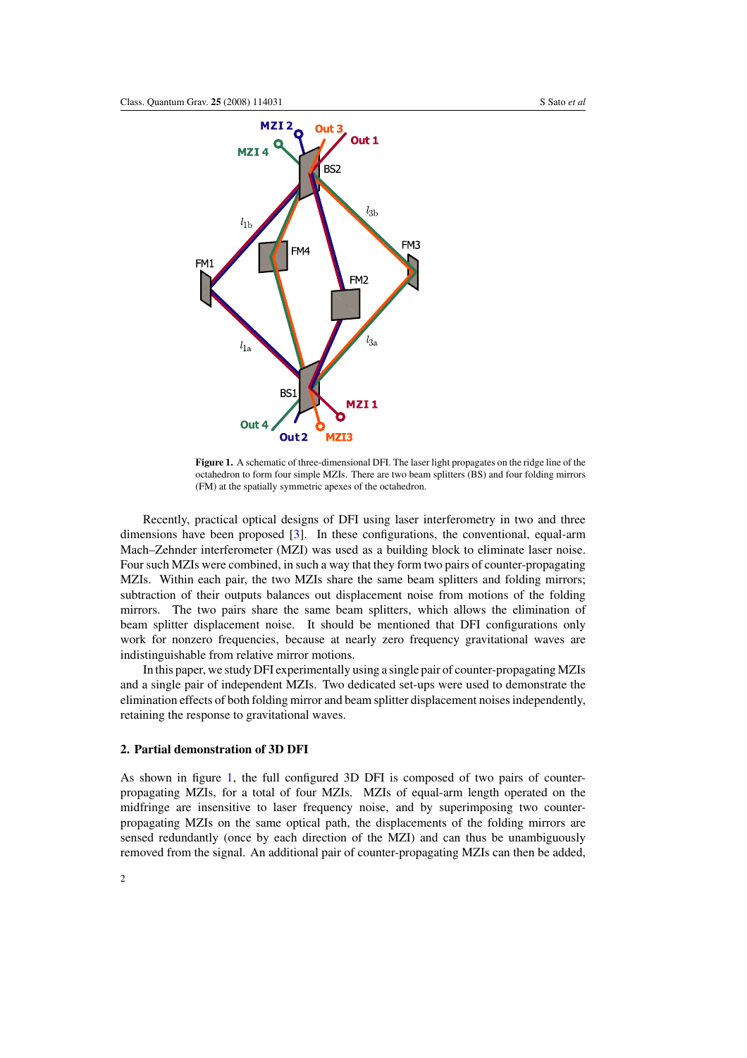**Figure 1.** A schematic of three-dimensional DFI. The laser light propagates on the ridge line of the octahedron to form four simple MZIs. There are two beam splitters (BS) and four folding mirrors (FM) at the spatially symmetric apexes of the octahedron.

Recently, practical optical designs of DFI using laser interferometry in two and three dimensions have been proposed [3]. In these configurations, the conventional, equal-arm Mach–Zehnder interferometer (MZI) was used as a building block to eliminate laser noise. Four such MZIs were combined, in such a way that they form two pairs of counter-propagating MZIs. Within each pair, the two MZIs share the same beam splitters and folding mirrors; subtraction of their outputs balances out displacement noise from motions of the folding mirrors. The two pairs share the same beam splitters, which allows the elimination of beam splitter displacement noise. It should be mentioned that DFI configurations only work for nonzero frequencies, because at nearly zero frequency gravitational waves are indistinguishable from relative mirror motions.

In this paper, we study DFI experimentally using a single pair of counter-propagating MZIs and a single pair of independent MZIs. Two dedicated set-ups were used to demonstrate the elimination effects of both folding mirror and beam splitter displacement noises independently, retaining the response to gravitational waves.

## 2. Partial demonstration of 3D DFI

As shown in figure 1, the full configured 3D DFI is composed of two pairs of counter-propagating MZIs, for a total of four MZIs. MZIs of equal-arm length operated on the midfringe are insensitive to laser frequency noise, and by superimposing two counter-propagating MZIs on the same optical path, the displacements of the folding mirrors are sensed redundantly (once by each direction of the MZI) and can thus be unambiguously removed from the signal. An additional pair of counter-propagating MZIs can then be added,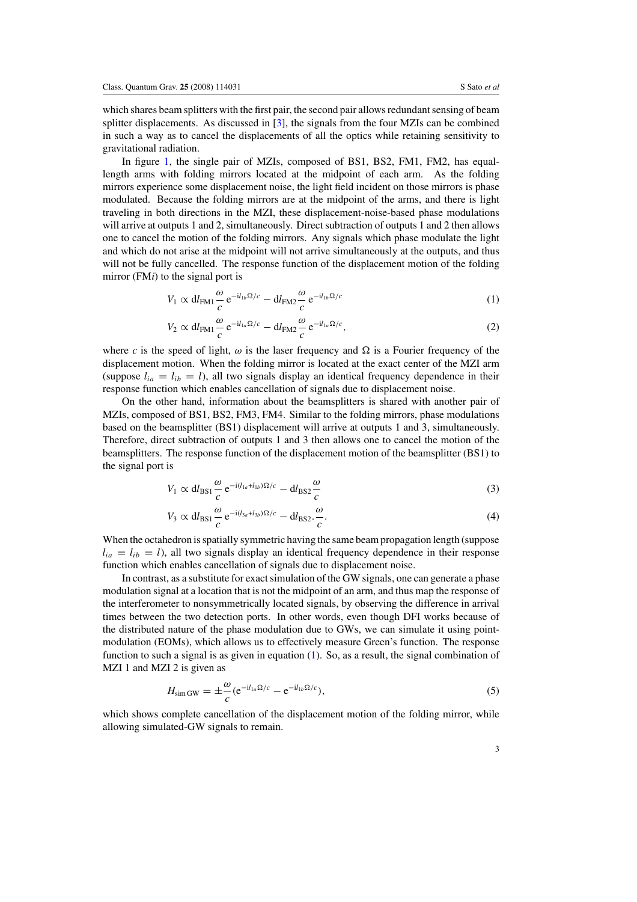which shares beam splitters with the first pair, the second pair allows redundant sensing of beam splitter displacements. As discussed in [3], the signals from the four MZIs can be combined in such a way as to cancel the displacements of all the optics while retaining sensitivity to gravitational radiation.

In figure 1, the single pair of MZIs, composed of BS1, BS2, FM1, FM2, has equal-length arms with folding mirrors located at the midpoint of each arm. As the folding mirrors experience some displacement noise, the light field incident on those mirrors is phase modulated. Because the folding mirrors are at the midpoint of the arms, and there is light traveling in both directions in the MZI, these displacement-noise-based phase modulations will arrive at outputs 1 and 2, simultaneously. Direct subtraction of outputs 1 and 2 then allows one to cancel the motion of the folding mirrors. Any signals which phase modulate the light and which do not arise at the midpoint will not arrive simultaneously at the outputs, and thus will not be fully cancelled. The response function of the displacement motion of the folding mirror (FM$i$) to the signal port is

$$V_1 \propto \mathrm{d}l_{\mathrm{FM1}} \frac{\omega}{c}\,\mathrm{e}^{-\mathrm{i}l_{1b}\Omega/c} - \mathrm{d}l_{\mathrm{FM2}} \frac{\omega}{c}\,\mathrm{e}^{-\mathrm{i}l_{1b}\Omega/c} \tag{1}$$

$$V_2 \propto \mathrm{d}l_{\mathrm{FM1}} \frac{\omega}{c}\,\mathrm{e}^{-\mathrm{i}l_{1a}\Omega/c} - \mathrm{d}l_{\mathrm{FM2}} \frac{\omega}{c}\,\mathrm{e}^{-\mathrm{i}l_{1a}\Omega/c}, \tag{2}$$

where $c$ is the speed of light, $\omega$ is the laser frequency and $\Omega$ is a Fourier frequency of the displacement motion. When the folding mirror is located at the exact center of the MZI arm (suppose $l_{ia} = l_{ib} = l$), all two signals display an identical frequency dependence in their response function which enables cancellation of signals due to displacement noise.

On the other hand, information about the beamsplitters is shared with another pair of MZIs, composed of BS1, BS2, FM3, FM4. Similar to the folding mirrors, phase modulations based on the beamsplitter (BS1) displacement will arrive at outputs 1 and 3, simultaneously. Therefore, direct subtraction of outputs 1 and 3 then allows one to cancel the motion of the beamsplitters. The response function of the displacement motion of the beamsplitter (BS1) to the signal port is

$$V_1 \propto \mathrm{d}l_{\mathrm{BS1}} \frac{\omega}{c}\,\mathrm{e}^{-\mathrm{i}(l_{1a}+l_{1b})\Omega/c} - \mathrm{d}l_{\mathrm{BS2}} \frac{\omega}{c} \tag{3}$$

$$V_3 \propto \mathrm{d}l_{\mathrm{BS1}} \frac{\omega}{c}\,\mathrm{e}^{-\mathrm{i}(l_{3a}+l_{3b})\Omega/c} - \mathrm{d}l_{\mathrm{BS2}}.\frac{\omega}{c}. \tag{4}$$

When the octahedron is spatially symmetric having the same beam propagation length (suppose $l_{ia} = l_{ib} = l$), all two signals display an identical frequency dependence in their response function which enables cancellation of signals due to displacement noise.

In contrast, as a substitute for exact simulation of the GW signals, one can generate a phase modulation signal at a location that is not the midpoint of an arm, and thus map the response of the interferometer to nonsymmetrically located signals, by observing the difference in arrival times between the two detection ports. In other words, even though DFI works because of the distributed nature of the phase modulation due to GWs, we can simulate it using point-modulation (EOMs), which allows us to effectively measure Green's function. The response function to such a signal is as given in equation (1). So, as a result, the signal combination of MZI 1 and MZI 2 is given as

$$H_{\mathrm{sim\,GW}} = \pm\frac{\omega}{c}\left(\mathrm{e}^{-\mathrm{i}l_{1a}\Omega/c} - \mathrm{e}^{-\mathrm{i}l_{1b}\Omega/c}\right), \tag{5}$$

which shows complete cancellation of the displacement motion of the folding mirror, while allowing simulated-GW signals to remain.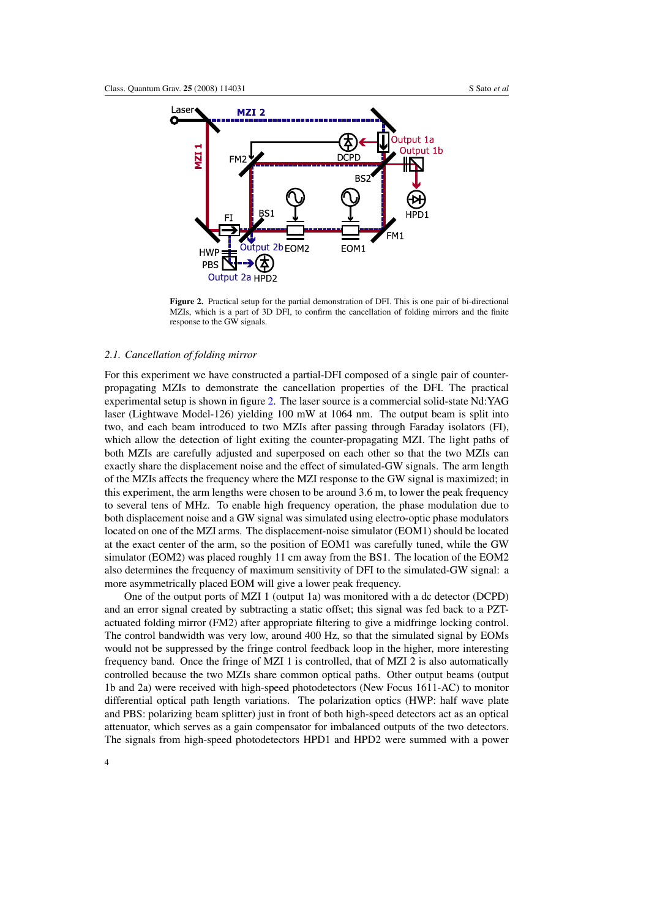**Figure 2.** Practical setup for the partial demonstration of DFI. This is one pair of bi-directional MZIs, which is a part of 3D DFI, to confirm the cancellation of folding mirrors and the finite response to the GW signals.

### 2.1. *Cancellation of folding mirror*

For this experiment we have constructed a partial-DFI composed of a single pair of counter-propagating MZIs to demonstrate the cancellation properties of the DFI. The practical experimental setup is shown in figure 2. The laser source is a commercial solid-state Nd:YAG laser (Lightwave Model-126) yielding 100 mW at 1064 nm. The output beam is split into two, and each beam introduced to two MZIs after passing through Faraday isolators (FI), which allow the detection of light exiting the counter-propagating MZI. The light paths of both MZIs are carefully adjusted and superposed on each other so that the two MZIs can exactly share the displacement noise and the effect of simulated-GW signals. The arm length of the MZIs affects the frequency where the MZI response to the GW signal is maximized; in this experiment, the arm lengths were chosen to be around 3.6 m, to lower the peak frequency to several tens of MHz. To enable high frequency operation, the phase modulation due to both displacement noise and a GW signal was simulated using electro-optic phase modulators located on one of the MZI arms. The displacement-noise simulator (EOM1) should be located at the exact center of the arm, so the position of EOM1 was carefully tuned, while the GW simulator (EOM2) was placed roughly 11 cm away from the BS1. The location of the EOM2 also determines the frequency of maximum sensitivity of DFI to the simulated-GW signal: a more asymmetrically placed EOM will give a lower peak frequency.

One of the output ports of MZI 1 (output 1a) was monitored with a dc detector (DCPD) and an error signal created by subtracting a static offset; this signal was fed back to a PZT-actuated folding mirror (FM2) after appropriate filtering to give a midfringe locking control. The control bandwidth was very low, around 400 Hz, so that the simulated signal by EOMs would not be suppressed by the fringe control feedback loop in the higher, more interesting frequency band. Once the fringe of MZI 1 is controlled, that of MZI 2 is also automatically controlled because the two MZIs share common optical paths. Other output beams (output 1b and 2a) were received with high-speed photodetectors (New Focus 1611-AC) to monitor differential optical path length variations. The polarization optics (HWP: half wave plate and PBS: polarizing beam splitter) just in front of both high-speed detectors act as an optical attenuator, which serves as a gain compensator for imbalanced outputs of the two detectors. The signals from high-speed photodetectors HPD1 and HPD2 were summed with a power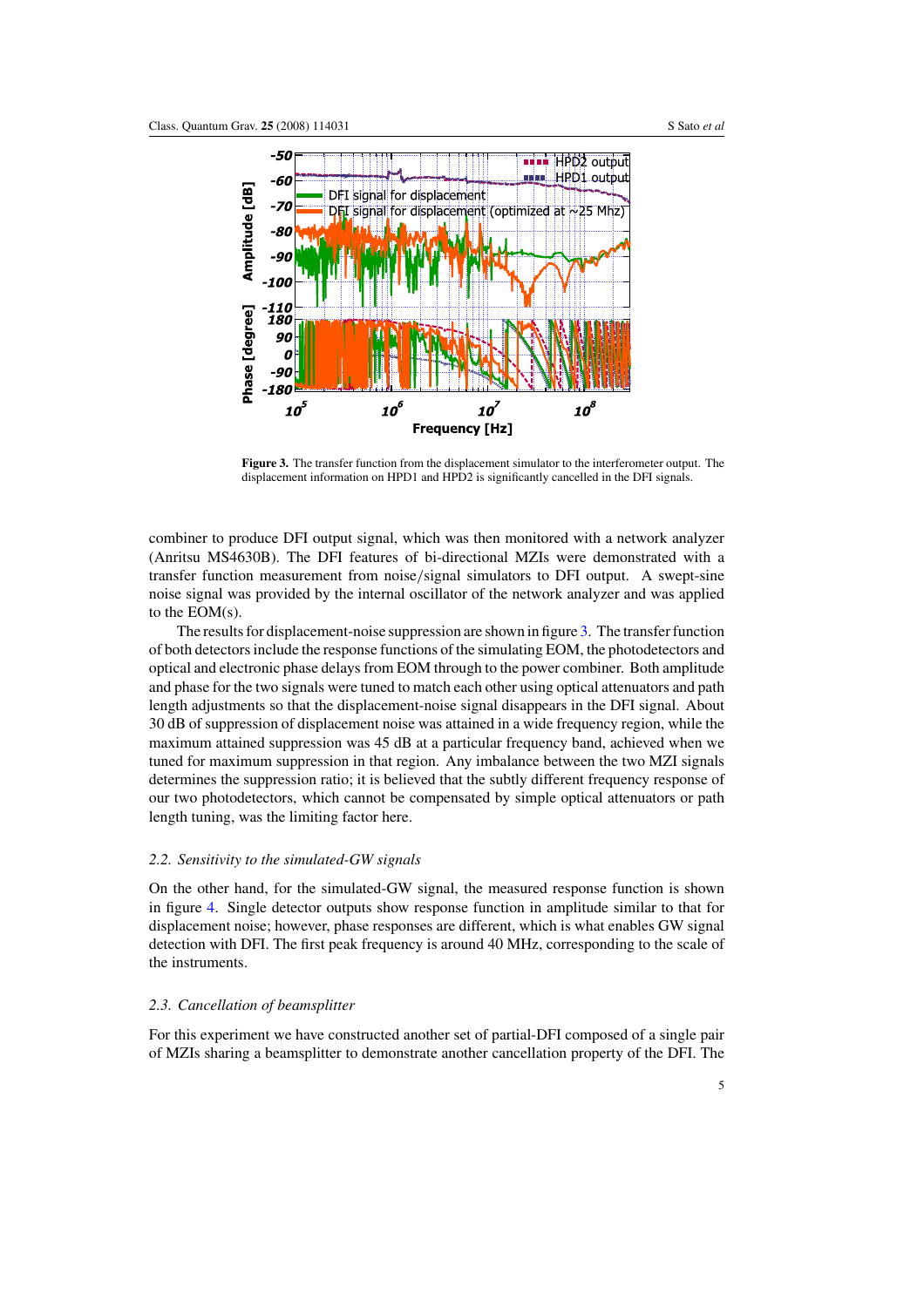**Figure 3.** The transfer function from the displacement simulator to the interferometer output. The displacement information on HPD1 and HPD2 is significantly cancelled in the DFI signals.

combiner to produce DFI output signal, which was then monitored with a network analyzer (Anritsu MS4630B). The DFI features of bi-directional MZIs were demonstrated with a transfer function measurement from noise/signal simulators to DFI output. A swept-sine noise signal was provided by the internal oscillator of the network analyzer and was applied to the EOM(s).

The results for displacement-noise suppression are shown in figure 3. The transfer function of both detectors include the response functions of the simulating EOM, the photodetectors and optical and electronic phase delays from EOM through to the power combiner. Both amplitude and phase for the two signals were tuned to match each other using optical attenuators and path length adjustments so that the displacement-noise signal disappears in the DFI signal. About 30 dB of suppression of displacement noise was attained in a wide frequency region, while the maximum attained suppression was 45 dB at a particular frequency band, achieved when we tuned for maximum suppression in that region. Any imbalance between the two MZI signals determines the suppression ratio; it is believed that the subtly different frequency response of our two photodetectors, which cannot be compensated by simple optical attenuators or path length tuning, was the limiting factor here.

### *2.2. Sensitivity to the simulated-GW signals*

On the other hand, for the simulated-GW signal, the measured response function is shown in figure 4. Single detector outputs show response function in amplitude similar to that for displacement noise; however, phase responses are different, which is what enables GW signal detection with DFI. The first peak frequency is around 40 MHz, corresponding to the scale of the instruments.

### *2.3. Cancellation of beamsplitter*

For this experiment we have constructed another set of partial-DFI composed of a single pair of MZIs sharing a beamsplitter to demonstrate another cancellation property of the DFI. The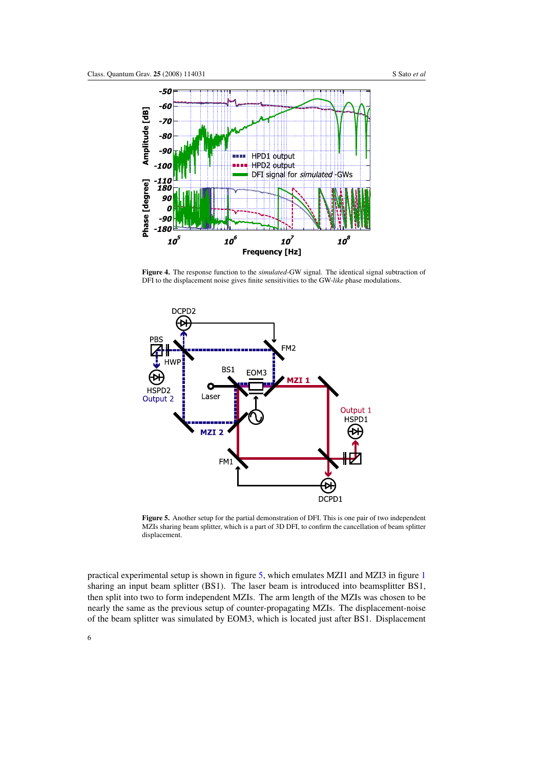**Figure 4.** The response function to the *simulated*-GW signal. The identical signal subtraction of DFI to the displacement noise gives finite sensitivities to the GW-*like* phase modulations.

**Figure 5.** Another setup for the partial demonstration of DFI. This is one pair of two independent MZIs sharing beam splitter, which is a part of 3D DFI, to confirm the cancellation of beam splitter displacement.

practical experimental setup is shown in figure 5, which emulates MZI1 and MZI3 in figure 1 sharing an input beam splitter (BS1). The laser beam is introduced into beamsplitter BS1, then split into two to form independent MZIs. The arm length of the MZIs was chosen to be nearly the same as the previous setup of counter-propagating MZIs. The displacement-noise of the beam splitter was simulated by EOM3, which is located just after BS1. Displacement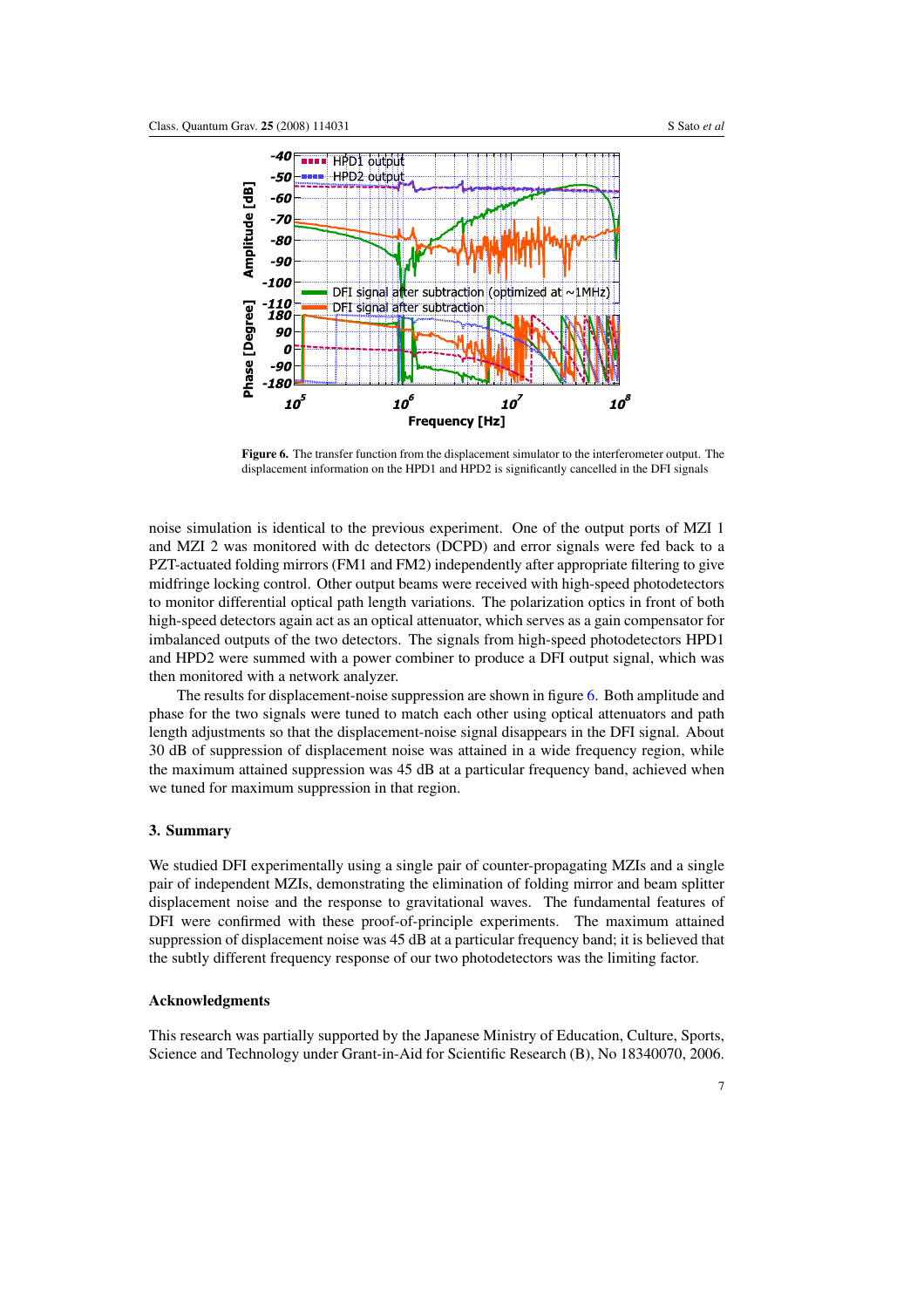**Figure 6.** The transfer function from the displacement simulator to the interferometer output. The displacement information on the HPD1 and HPD2 is significantly cancelled in the DFI signals

noise simulation is identical to the previous experiment. One of the output ports of MZI 1 and MZI 2 was monitored with dc detectors (DCPD) and error signals were fed back to a PZT-actuated folding mirrors (FM1 and FM2) independently after appropriate filtering to give midfringe locking control. Other output beams were received with high-speed photodetectors to monitor differential optical path length variations. The polarization optics in front of both high-speed detectors again act as an optical attenuator, which serves as a gain compensator for imbalanced outputs of the two detectors. The signals from high-speed photodetectors HPD1 and HPD2 were summed with a power combiner to produce a DFI output signal, which was then monitored with a network analyzer.

The results for displacement-noise suppression are shown in figure 6. Both amplitude and phase for the two signals were tuned to match each other using optical attenuators and path length adjustments so that the displacement-noise signal disappears in the DFI signal. About 30 dB of suppression of displacement noise was attained in a wide frequency region, while the maximum attained suppression was 45 dB at a particular frequency band, achieved when we tuned for maximum suppression in that region.

## 3. Summary

We studied DFI experimentally using a single pair of counter-propagating MZIs and a single pair of independent MZIs, demonstrating the elimination of folding mirror and beam splitter displacement noise and the response to gravitational waves. The fundamental features of DFI were confirmed with these proof-of-principle experiments. The maximum attained suppression of displacement noise was 45 dB at a particular frequency band; it is believed that the subtly different frequency response of our two photodetectors was the limiting factor.

## Acknowledgments

This research was partially supported by the Japanese Ministry of Education, Culture, Sports, Science and Technology under Grant-in-Aid for Scientific Research (B), No 18340070, 2006.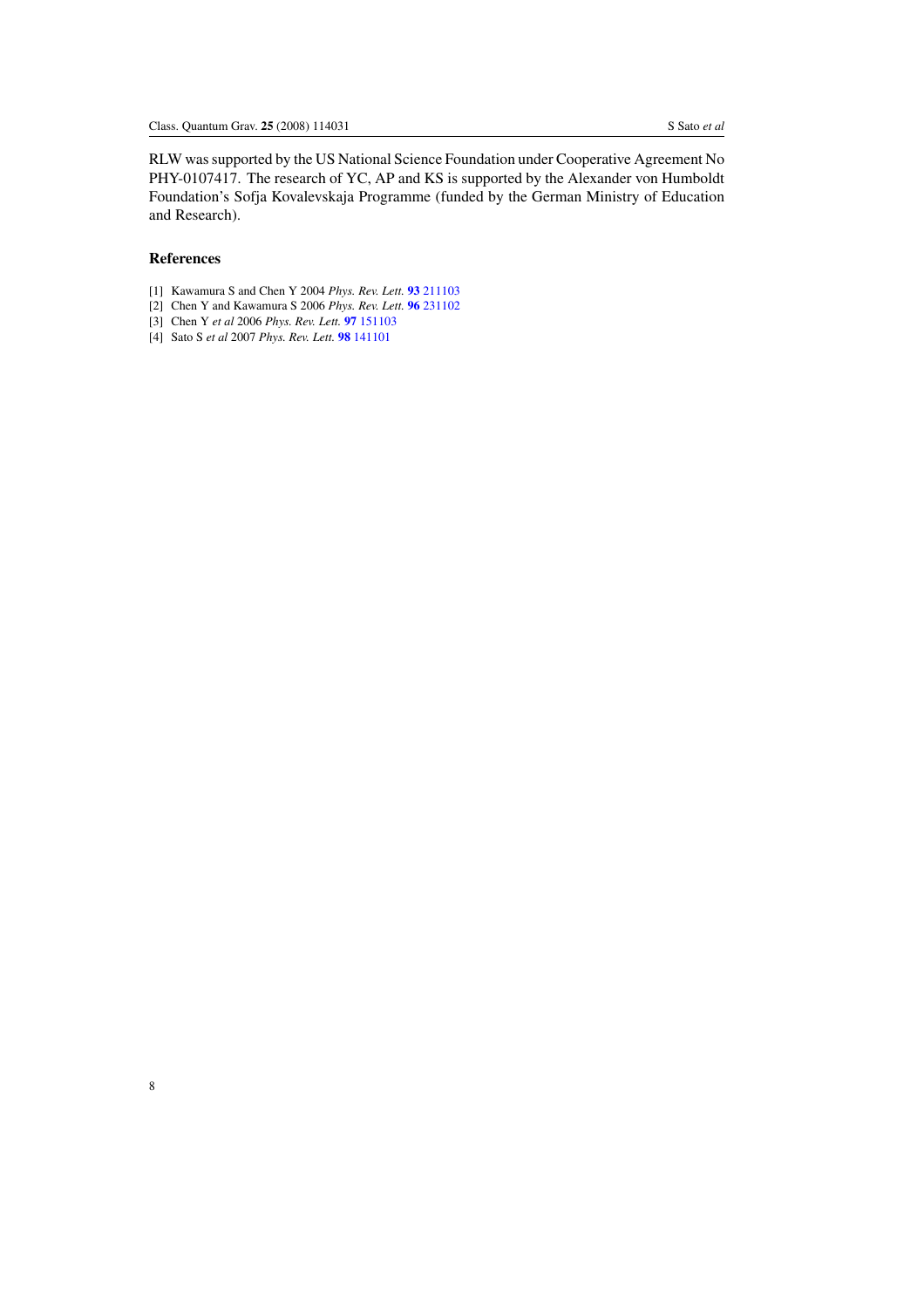RLW was supported by the US National Science Foundation under Cooperative Agreement No PHY-0107417. The research of YC, AP and KS is supported by the Alexander von Humboldt Foundation's Sofja Kovalevskaja Programme (funded by the German Ministry of Education and Research).

## References

[1] Kawamura S and Chen Y 2004 *Phys. Rev. Lett.* **93** 211103

[2] Chen Y and Kawamura S 2006 *Phys. Rev. Lett.* **96** 231102

[3] Chen Y *et al* 2006 *Phys. Rev. Lett.* **97** 151103

[4] Sato S *et al* 2007 *Phys. Rev. Lett.* **98** 141101